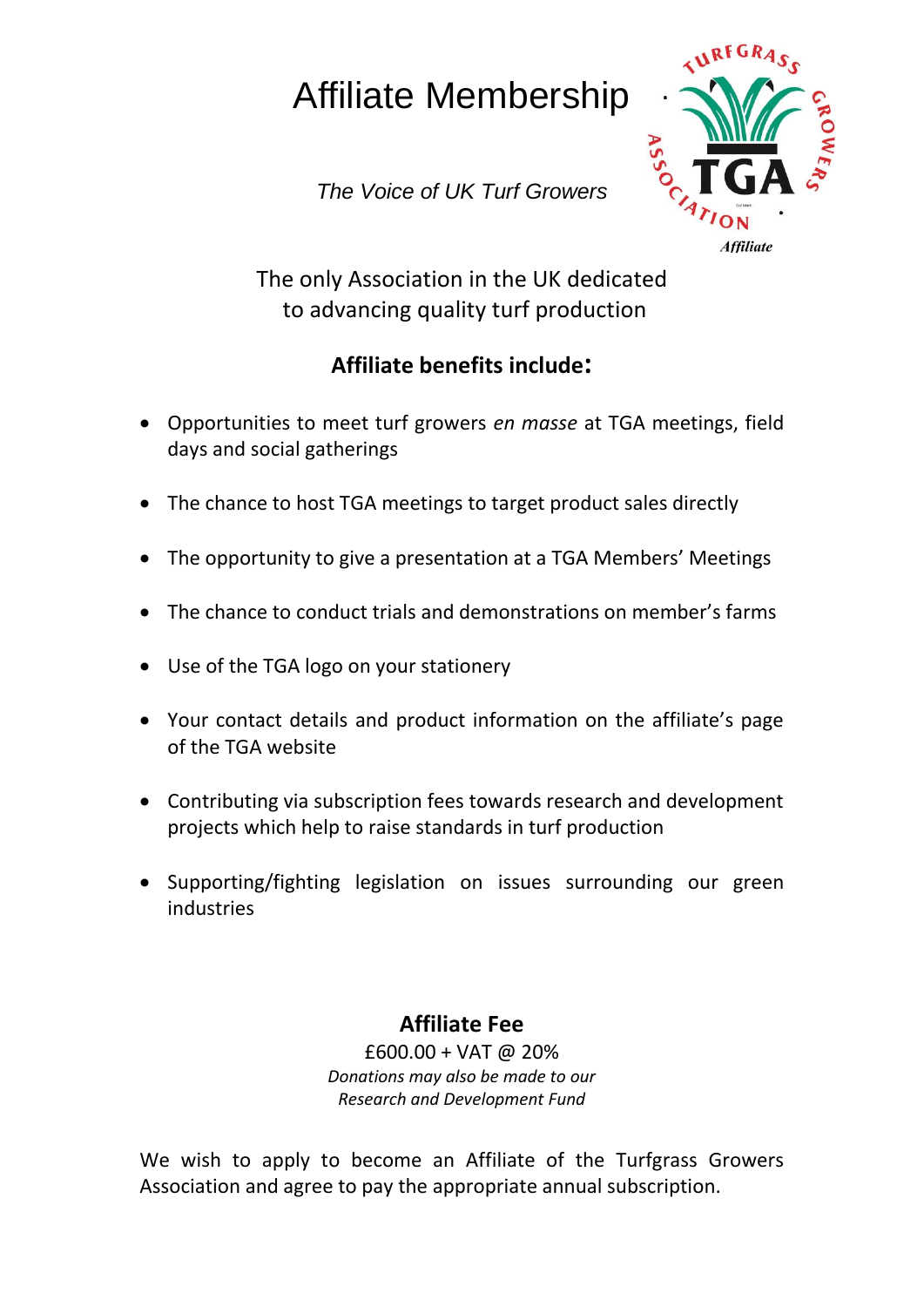# Affiliate Membership

*The Voice of UK Turf Growers*

The only Association in the UK dedicated to advancing quality turf production

## Affiliate benefits include:

- Opportunities to meet turf growers *en masse* at TGA meetings, field days and social gatherings
- The chance to host TGA meetings to target product sales directly
- The opportunity to give a presentation at a TGA Members' Meetings
- The chance to conduct trials and demonstrations on member's farms
- Use of the TGA logo on your stationery
- Your contact details and product information on the affiliate's page of the TGA website
- Contributing via subscription fees towards research and development projects which help to raise standards in turf production
- Supporting/fighting legislation on issues surrounding our green industries

## Affiliate Fee

£600.00 + VAT @ 20%

*Donations may also be made to our Research and Development Fund*

We wish to apply to become an Affiliate of the Turfgrass Growers Association and agree to pay the appropriate annual subscription.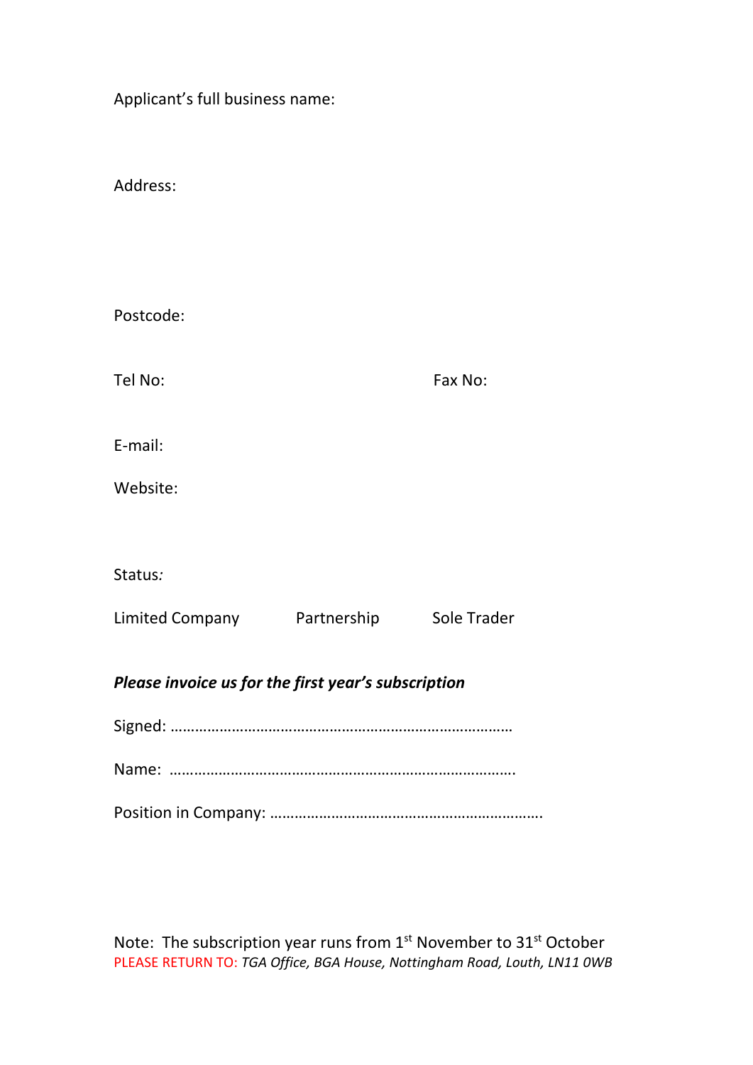Applicant's full business name:

Address:

Postcode:

Tel No: Fax No:

E-mail:

Website:

Status:

Limited Company Partnership Sole Trader

***Please invoice us for the first year's subscription***

Signed: …………………………………………………………………………

Name: ………………………………………………………………………….

Position in Company: ………………………………………………………….

Note: The subscription year runs from 1st November to 31st October

PLEASE RETURN TO: *TGA Office, BGA House, Nottingham Road, Louth, LN11 0WB*